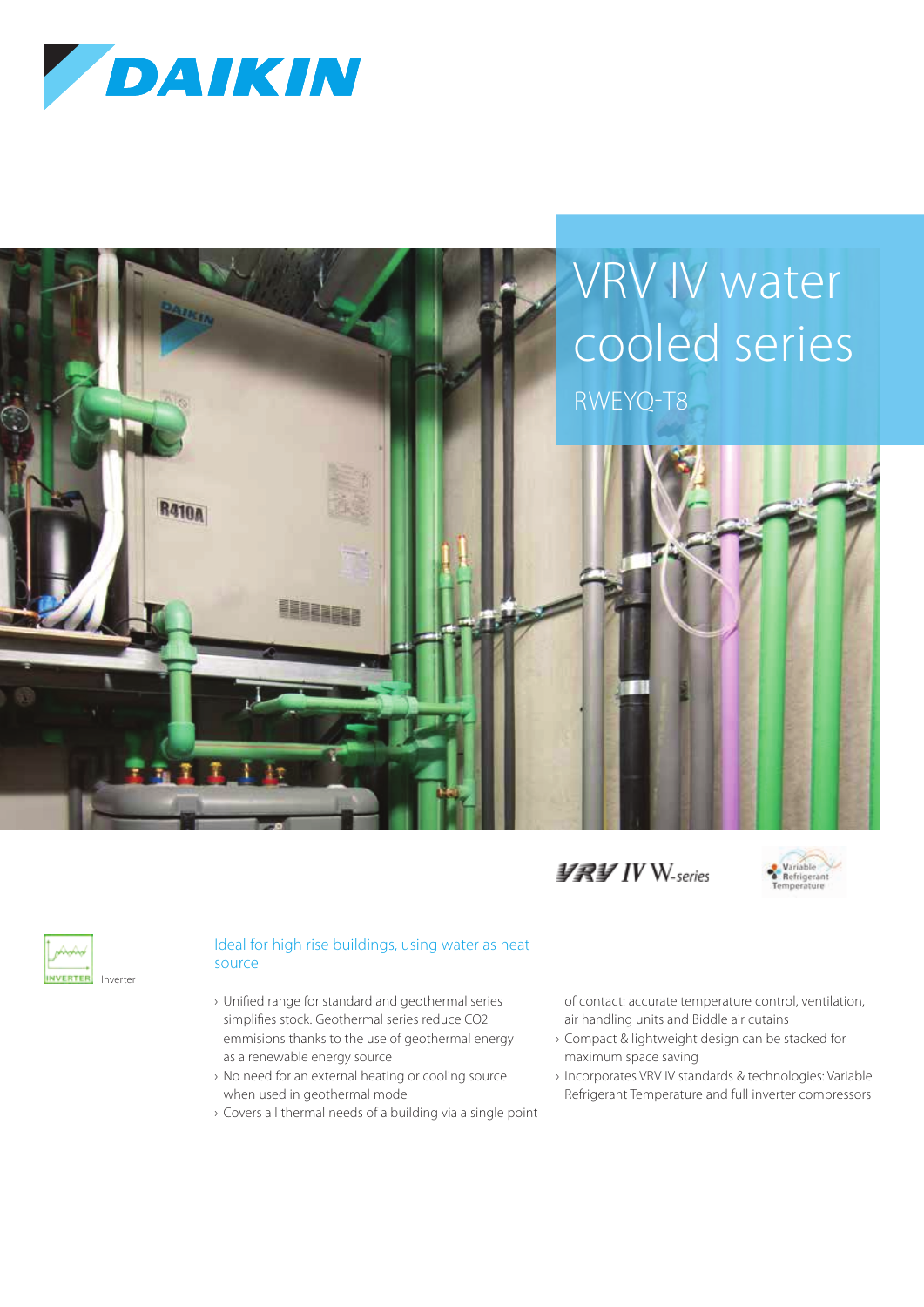# VRV IV water cooled series

RWEYQ-T8

Inverter

## Ideal for high rise buildings, using water as heat source

- Unified range for standard and geothermal series simplifies stock. Geothermal series reduce CO2 emmisions thanks to the use of geothermal energy as a renewable energy source
- No need for an external heating or cooling source when used in geothermal mode
- Covers all thermal needs of a building via a single point of contact: accurate temperature control, ventilation, air handling units and Biddle air cutains
- Compact & lightweight design can be stacked for maximum space saving
- Incorporates VRV IV standards & technologies: Variable Refrigerant Temperature and full inverter compressors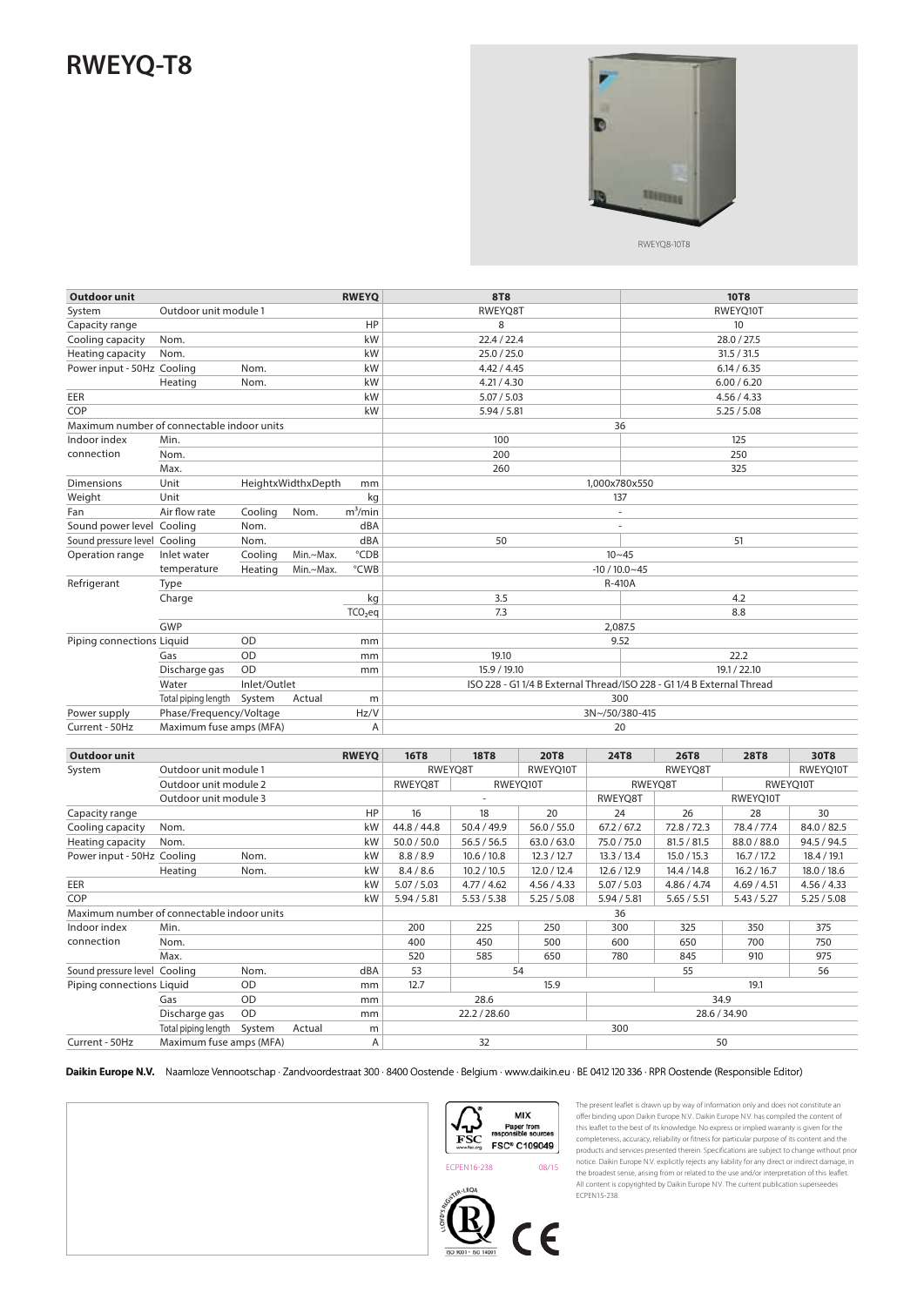# RWEYQ-T8

RWEYQ8-10T8

| Outdoor unit | | | | RWEYQ | 8T8 | 10T8 |
|---|---|---|---|---|---|---|
| System | Outdoor unit module 1 | | | | RWEYQ8T | RWEYQ10T |
| Capacity range | | | | HP | 8 | 10 |
| Cooling capacity | Nom. | | | kW | 22.4 / 22.4 | 28.0 / 27.5 |
| Heating capacity | Nom. | | | kW | 25.0 / 25.0 | 31.5 / 31.5 |
| Power input - 50Hz | Cooling | Nom. | | kW | 4.42 / 4.45 | 6.14 / 6.35 |
| | Heating | Nom. | | kW | 4.21 / 4.30 | 6.00 / 6.20 |
| EER | | | | kW | 5.07 / 5.03 | 4.56 / 4.33 |
| COP | | | | kW | 5.94 / 5.81 | 5.25 / 5.08 |
| Maximum number of connectable indoor units | | | | | 36 | |
| Indoor index connection | Min. | | | | 100 | 125 |
| | Nom. | | | | 200 | 250 |
| | Max. | | | | 260 | 325 |
| Dimensions | Unit | HeightxWidthxDepth | | mm | 1,000x780x550 | |
| Weight | Unit | | | kg | 137 | |
| Fan | Air flow rate | Cooling | Nom. | $m^3$/min | - | |
| Sound power level | Cooling | Nom. | | dBA | - | |
| Sound pressure level | Cooling | Nom. | | dBA | 50 | 51 |
| Operation range | Inlet water temperature | Cooling | Min.~Max. | °CDB | 10~45 | |
| | | Heating | Min.~Max. | °CWB | -10 / 10.0~45 | |
| Refrigerant | Type | | | | R-410A | |
| | Charge | | | kg | 3.5 | 4.2 |
| | | | | $TCO_2eq$ | 7.3 | 8.8 |
| | GWP | | | | 2,087.5 | |
| Piping connections | Liquid | OD | | mm | 9.52 | |
| | Gas | OD | | mm | 19.10 | 22.2 |
| | Discharge gas | OD | | mm | 15.9 / 19.10 | 19.1 / 22.10 |
| | Water | Inlet/Outlet | | | ISO 228 - G1 1/4 B External Thread/ISO 228 - G1 1/4 B External Thread | |
| | Total piping length | System | Actual | m | 300 | |
| Power supply | Phase/Frequency/Voltage | | | Hz/V | 3N~/50/380-415 | |
| Current - 50Hz | Maximum fuse amps (MFA) | | | A | 20 | |

| Outdoor unit | | | | RWEYQ | 16T8 | 18T8 | 20T8 | 24T8 | 26T8 | 28T8 | 30T8 |
|---|---|---|---|---|---|---|---|---|---|---|---|
| System | Outdoor unit module 1 | | | | RWEYQ8T | | RWEYQ10T | RWEYQ8T | | | RWEYQ10T |
| | Outdoor unit module 2 | | | | RWEYQ8T | RWEYQ10T | | RWEYQ8T | | RWEYQ10T | |
| | Outdoor unit module 3 | | | | - | | | RWEYQ8T | RWEYQ10T | | |
| Capacity range | | | | HP | 16 | 18 | 20 | 24 | 26 | 28 | 30 |
| Cooling capacity | Nom. | | | kW | 44.8 / 44.8 | 50.4 / 49.9 | 56.0 / 55.0 | 67.2 / 67.2 | 72.8 / 72.3 | 78.4 / 77.4 | 84.0 / 82.5 |
| Heating capacity | Nom. | | | kW | 50.0 / 50.0 | 56.5 / 56.5 | 63.0 / 63.0 | 75.0 / 75.0 | 81.5 / 81.5 | 88.0 / 88.0 | 94.5 / 94.5 |
| Power input - 50Hz | Cooling | Nom. | | kW | 8.8 / 8.9 | 10.6 / 10.8 | 12.3 / 12.7 | 13.3 / 13.4 | 15.0 / 15.3 | 16.7 / 17.2 | 18.4 / 19.1 |
| | Heating | Nom. | | kW | 8.4 / 8.6 | 10.2 / 10.5 | 12.0 / 12.4 | 12.6 / 12.9 | 14.4 / 14.8 | 16.2 / 16.7 | 18.0 / 18.6 |
| EER | | | | kW | 5.07 / 5.03 | 4.77 / 4.62 | 4.56 / 4.33 | 5.07 / 5.03 | 4.86 / 4.74 | 4.69 / 4.51 | 4.56 / 4.33 |
| COP | | | | kW | 5.94 / 5.81 | 5.53 / 5.38 | 5.25 / 5.08 | 5.94 / 5.81 | 5.65 / 5.51 | 5.43 / 5.27 | 5.25 / 5.08 |
| Maximum number of connectable indoor units | | | | | 36 | | | | | | |
| Indoor index connection | Min. | | | | 200 | 225 | 250 | 300 | 325 | 350 | 375 |
| | Nom. | | | | 400 | 450 | 500 | 600 | 650 | 700 | 750 |
| | Max. | | | | 520 | 585 | 650 | 780 | 845 | 910 | 975 |
| Sound pressure level | Cooling | Nom. | | dBA | 53 | 54 | | 55 | | | 56 |
| Piping connections | Liquid | OD | | mm | 12.7 | 15.9 | | | 19.1 | | |
| | Gas | OD | | mm | 28.6 | | | 34.9 | | | |
| | Discharge gas | OD | | mm | 22.2 / 28.60 | | | 28.6 / 34.90 | | | |
| | Total piping length | System | Actual | m | 300 | | | | | | |
| Current - 50Hz | Maximum fuse amps (MFA) | | | A | 32 | | | 50 | | | |

**Daikin Europe N.V.** Naamloze Vennootschap · Zandvoordestraat 300 · 8400 Oostende · Belgium · www.daikin.eu · BE 0412 120 336 · RPR Oostende (Responsible Editor)

MIX Paper from responsible sources FSC® C109049

ECPEN16-238 08/15

The present leaflet is drawn up by way of information only and does not constitute an offer binding upon Daikin Europe N.V.. Daikin Europe N.V. has compiled the content of this leaflet to the best of its knowledge. No express or implied warranty is given for the completeness, accuracy, reliability or fitness for particular purpose of its content and the products and services presented therein. Specifications are subject to change without prior notice. Daikin Europe N.V. explicitly rejects any liability for any direct or indirect damage, in the broadest sense, arising from or related to the use and/or interpretation of this leaflet. All content is copyrighted by Daikin Europe N.V. The current publication supersedes ECPEN15-238.